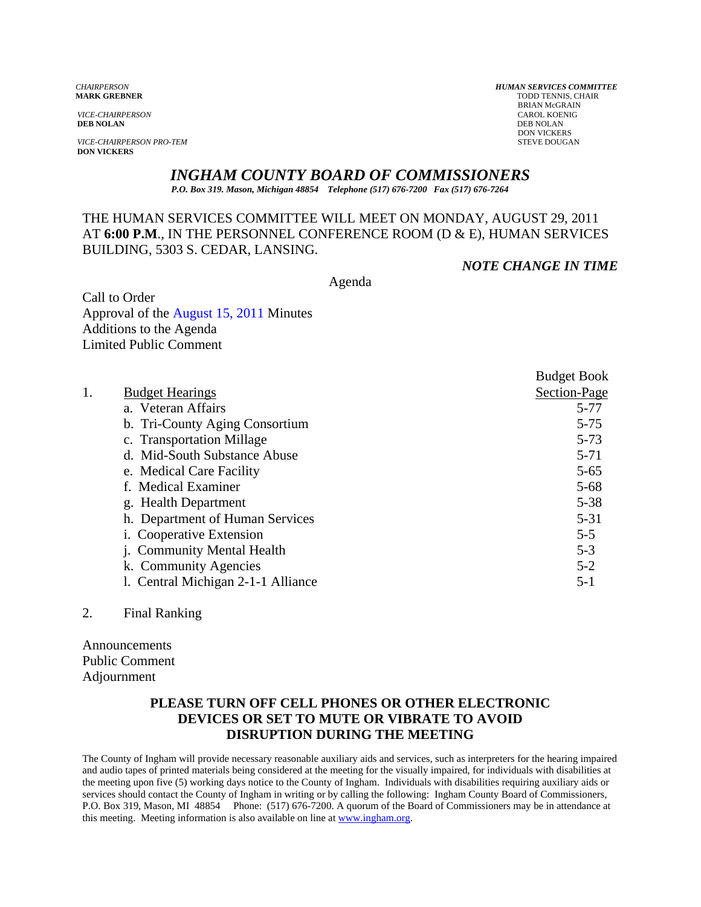*CHAIRPERSON*
**MARK GREBNER**

*VICE-CHAIRPERSON*
**DEB NOLAN**

*VICE-CHAIRPERSON PRO-TEM*
**DON VICKERS**

***HUMAN SERVICES COMMITTEE***
TODD TENNIS, CHAIR
BRIAN McGRAIN
CAROL KOENIG
DEB NOLAN
DON VICKERS
STEVE DOUGAN

# *INGHAM COUNTY BOARD OF COMMISSIONERS*

***P.O. Box 319. Mason, Michigan 48854 Telephone (517) 676-7200 Fax (517) 676-7264***

THE HUMAN SERVICES COMMITTEE WILL MEET ON MONDAY, AUGUST 29, 2011 AT **6:00 P.M**., IN THE PERSONNEL CONFERENCE ROOM (D & E), HUMAN SERVICES BUILDING, 5303 S. CEDAR, LANSING.

***NOTE CHANGE IN TIME***

Agenda

Call to Order
Approval of the August 15, 2011 Minutes
Additions to the Agenda
Limited Public Comment

| | | Budget Book Section-Page |
|---|---|---|
| 1. | Budget Hearings | |
| | a. Veteran Affairs | 5-77 |
| | b. Tri-County Aging Consortium | 5-75 |
| | c. Transportation Millage | 5-73 |
| | d. Mid-South Substance Abuse | 5-71 |
| | e. Medical Care Facility | 5-65 |
| | f. Medical Examiner | 5-68 |
| | g. Health Department | 5-38 |
| | h. Department of Human Services | 5-31 |
| | i. Cooperative Extension | 5-5 |
| | j. Community Mental Health | 5-3 |
| | k. Community Agencies | 5-2 |
| | l. Central Michigan 2-1-1 Alliance | 5-1 |

2. Final Ranking

Announcements
Public Comment
Adjournment

**PLEASE TURN OFF CELL PHONES OR OTHER ELECTRONIC DEVICES OR SET TO MUTE OR VIBRATE TO AVOID DISRUPTION DURING THE MEETING**

The County of Ingham will provide necessary reasonable auxiliary aids and services, such as interpreters for the hearing impaired and audio tapes of printed materials being considered at the meeting for the visually impaired, for individuals with disabilities at the meeting upon five (5) working days notice to the County of Ingham. Individuals with disabilities requiring auxiliary aids or services should contact the County of Ingham in writing or by calling the following: Ingham County Board of Commissioners, P.O. Box 319, Mason, MI 48854 Phone: (517) 676-7200. A quorum of the Board of Commissioners may be in attendance at this meeting. Meeting information is also available on line at www.ingham.org.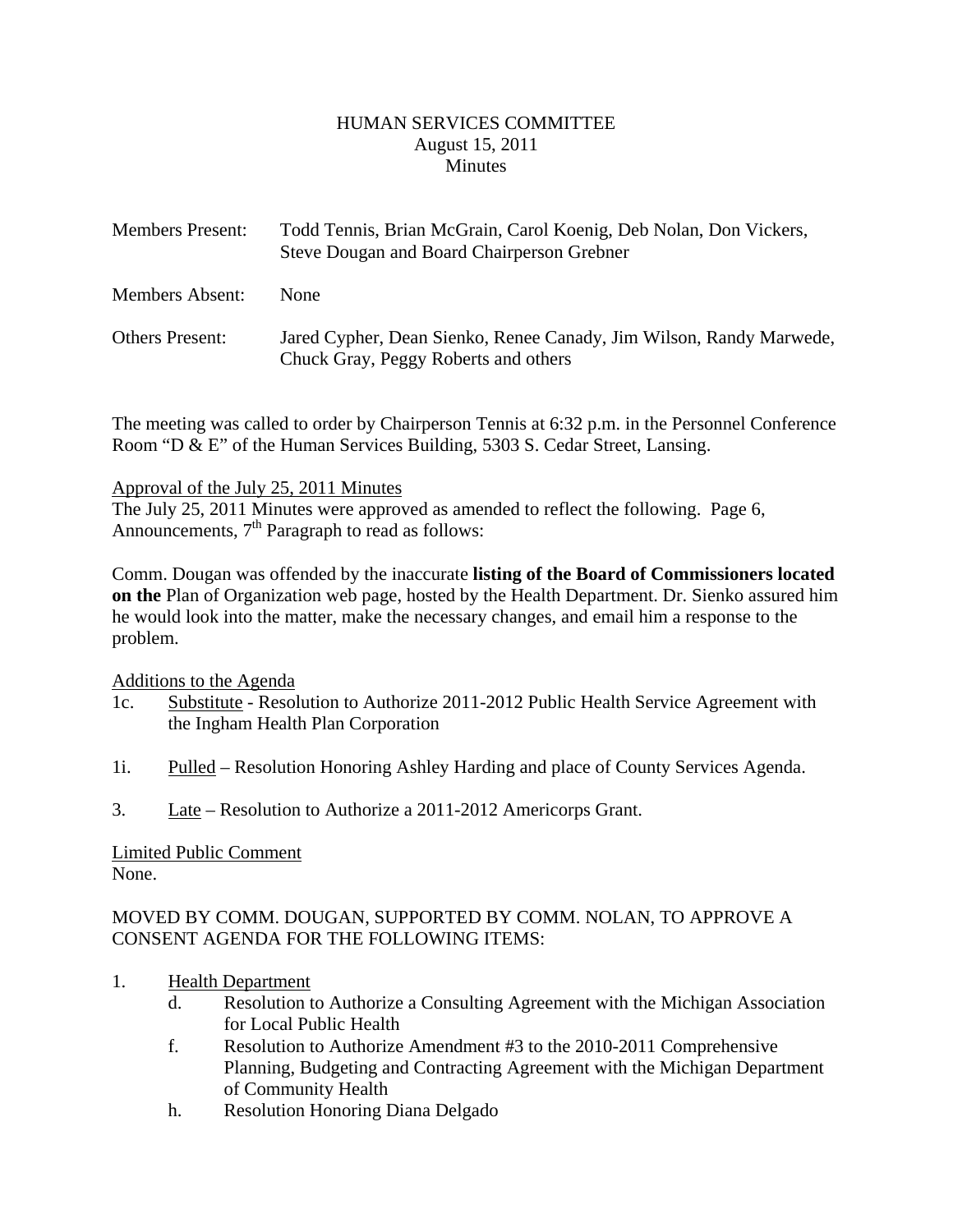# HUMAN SERVICES COMMITTEE
August 15, 2011
Minutes

Members Present: Todd Tennis, Brian McGrain, Carol Koenig, Deb Nolan, Don Vickers, Steve Dougan and Board Chairperson Grebner

Members Absent: None

Others Present: Jared Cypher, Dean Sienko, Renee Canady, Jim Wilson, Randy Marwede, Chuck Gray, Peggy Roberts and others

The meeting was called to order by Chairperson Tennis at 6:32 p.m. in the Personnel Conference Room "D & E" of the Human Services Building, 5303 S. Cedar Street, Lansing.

Approval of the July 25, 2011 Minutes
The July 25, 2011 Minutes were approved as amended to reflect the following. Page 6, Announcements, 7th Paragraph to read as follows:

Comm. Dougan was offended by the inaccurate **listing of the Board of Commissioners located on the** Plan of Organization web page, hosted by the Health Department. Dr. Sienko assured him he would look into the matter, make the necessary changes, and email him a response to the problem.

Additions to the Agenda

1c. Substitute - Resolution to Authorize 2011-2012 Public Health Service Agreement with the Ingham Health Plan Corporation

1i. Pulled – Resolution Honoring Ashley Harding and place of County Services Agenda.

3. Late – Resolution to Authorize a 2011-2012 Americorps Grant.

Limited Public Comment
None.

MOVED BY COMM. DOUGAN, SUPPORTED BY COMM. NOLAN, TO APPROVE A CONSENT AGENDA FOR THE FOLLOWING ITEMS:

1. Health Department
   - d. Resolution to Authorize a Consulting Agreement with the Michigan Association for Local Public Health
   - f. Resolution to Authorize Amendment #3 to the 2010-2011 Comprehensive Planning, Budgeting and Contracting Agreement with the Michigan Department of Community Health
   - h. Resolution Honoring Diana Delgado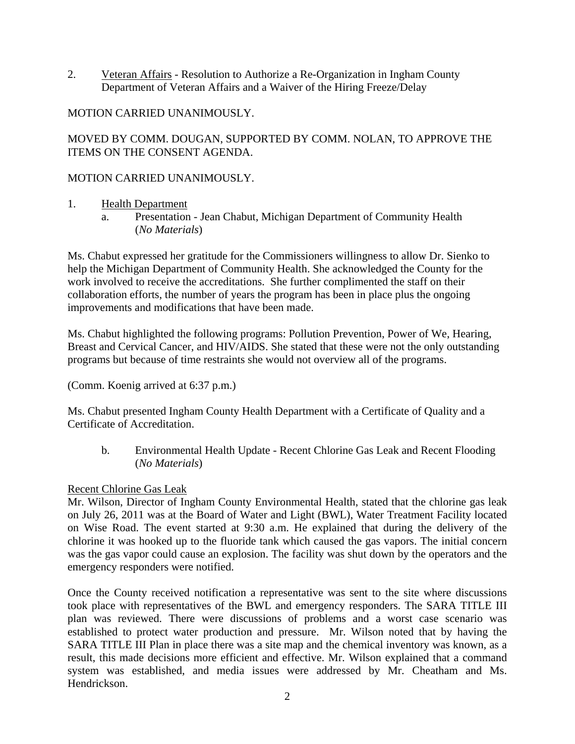2. <u>Veteran Affairs</u> - Resolution to Authorize a Re-Organization in Ingham County Department of Veteran Affairs and a Waiver of the Hiring Freeze/Delay

MOTION CARRIED UNANIMOUSLY.

MOVED BY COMM. DOUGAN, SUPPORTED BY COMM. NOLAN, TO APPROVE THE ITEMS ON THE CONSENT AGENDA.

MOTION CARRIED UNANIMOUSLY.

1. <u>Health Department</u>
   a. Presentation - Jean Chabut, Michigan Department of Community Health (*No Materials*)

Ms. Chabut expressed her gratitude for the Commissioners willingness to allow Dr. Sienko to help the Michigan Department of Community Health. She acknowledged the County for the work involved to receive the accreditations. She further complimented the staff on their collaboration efforts, the number of years the program has been in place plus the ongoing improvements and modifications that have been made.

Ms. Chabut highlighted the following programs: Pollution Prevention, Power of We, Hearing, Breast and Cervical Cancer, and HIV/AIDS. She stated that these were not the only outstanding programs but because of time restraints she would not overview all of the programs.

(Comm. Koenig arrived at 6:37 p.m.)

Ms. Chabut presented Ingham County Health Department with a Certificate of Quality and a Certificate of Accreditation.

   b. Environmental Health Update - Recent Chlorine Gas Leak and Recent Flooding (*No Materials*)

<u>Recent Chlorine Gas Leak</u>
Mr. Wilson, Director of Ingham County Environmental Health, stated that the chlorine gas leak on July 26, 2011 was at the Board of Water and Light (BWL), Water Treatment Facility located on Wise Road. The event started at 9:30 a.m. He explained that during the delivery of the chlorine it was hooked up to the fluoride tank which caused the gas vapors. The initial concern was the gas vapor could cause an explosion. The facility was shut down by the operators and the emergency responders were notified.

Once the County received notification a representative was sent to the site where discussions took place with representatives of the BWL and emergency responders. The SARA TITLE III plan was reviewed. There were discussions of problems and a worst case scenario was established to protect water production and pressure. Mr. Wilson noted that by having the SARA TITLE III Plan in place there was a site map and the chemical inventory was known, as a result, this made decisions more efficient and effective. Mr. Wilson explained that a command system was established, and media issues were addressed by Mr. Cheatham and Ms. Hendrickson.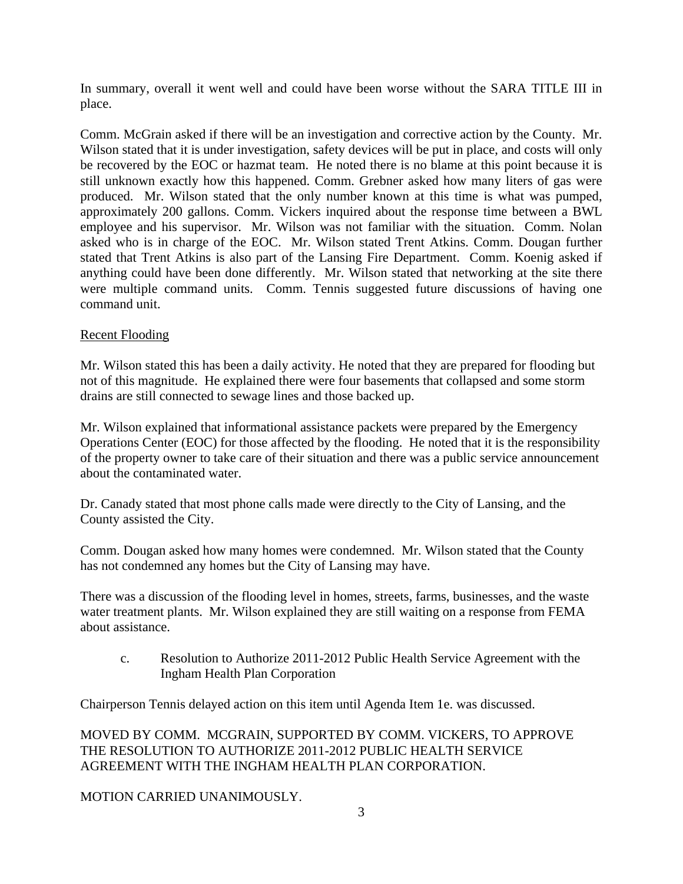In summary, overall it went well and could have been worse without the SARA TITLE III in place.

Comm. McGrain asked if there will be an investigation and corrective action by the County. Mr. Wilson stated that it is under investigation, safety devices will be put in place, and costs will only be recovered by the EOC or hazmat team. He noted there is no blame at this point because it is still unknown exactly how this happened. Comm. Grebner asked how many liters of gas were produced. Mr. Wilson stated that the only number known at this time is what was pumped, approximately 200 gallons. Comm. Vickers inquired about the response time between a BWL employee and his supervisor. Mr. Wilson was not familiar with the situation. Comm. Nolan asked who is in charge of the EOC. Mr. Wilson stated Trent Atkins. Comm. Dougan further stated that Trent Atkins is also part of the Lansing Fire Department. Comm. Koenig asked if anything could have been done differently. Mr. Wilson stated that networking at the site there were multiple command units. Comm. Tennis suggested future discussions of having one command unit.

Recent Flooding

Mr. Wilson stated this has been a daily activity. He noted that they are prepared for flooding but not of this magnitude. He explained there were four basements that collapsed and some storm drains are still connected to sewage lines and those backed up.

Mr. Wilson explained that informational assistance packets were prepared by the Emergency Operations Center (EOC) for those affected by the flooding. He noted that it is the responsibility of the property owner to take care of their situation and there was a public service announcement about the contaminated water.

Dr. Canady stated that most phone calls made were directly to the City of Lansing, and the County assisted the City.

Comm. Dougan asked how many homes were condemned. Mr. Wilson stated that the County has not condemned any homes but the City of Lansing may have.

There was a discussion of the flooding level in homes, streets, farms, businesses, and the waste water treatment plants. Mr. Wilson explained they are still waiting on a response from FEMA about assistance.

c. Resolution to Authorize 2011-2012 Public Health Service Agreement with the Ingham Health Plan Corporation

Chairperson Tennis delayed action on this item until Agenda Item 1e. was discussed.

MOVED BY COMM. MCGRAIN, SUPPORTED BY COMM. VICKERS, TO APPROVE THE RESOLUTION TO AUTHORIZE 2011-2012 PUBLIC HEALTH SERVICE AGREEMENT WITH THE INGHAM HEALTH PLAN CORPORATION.

MOTION CARRIED UNANIMOUSLY.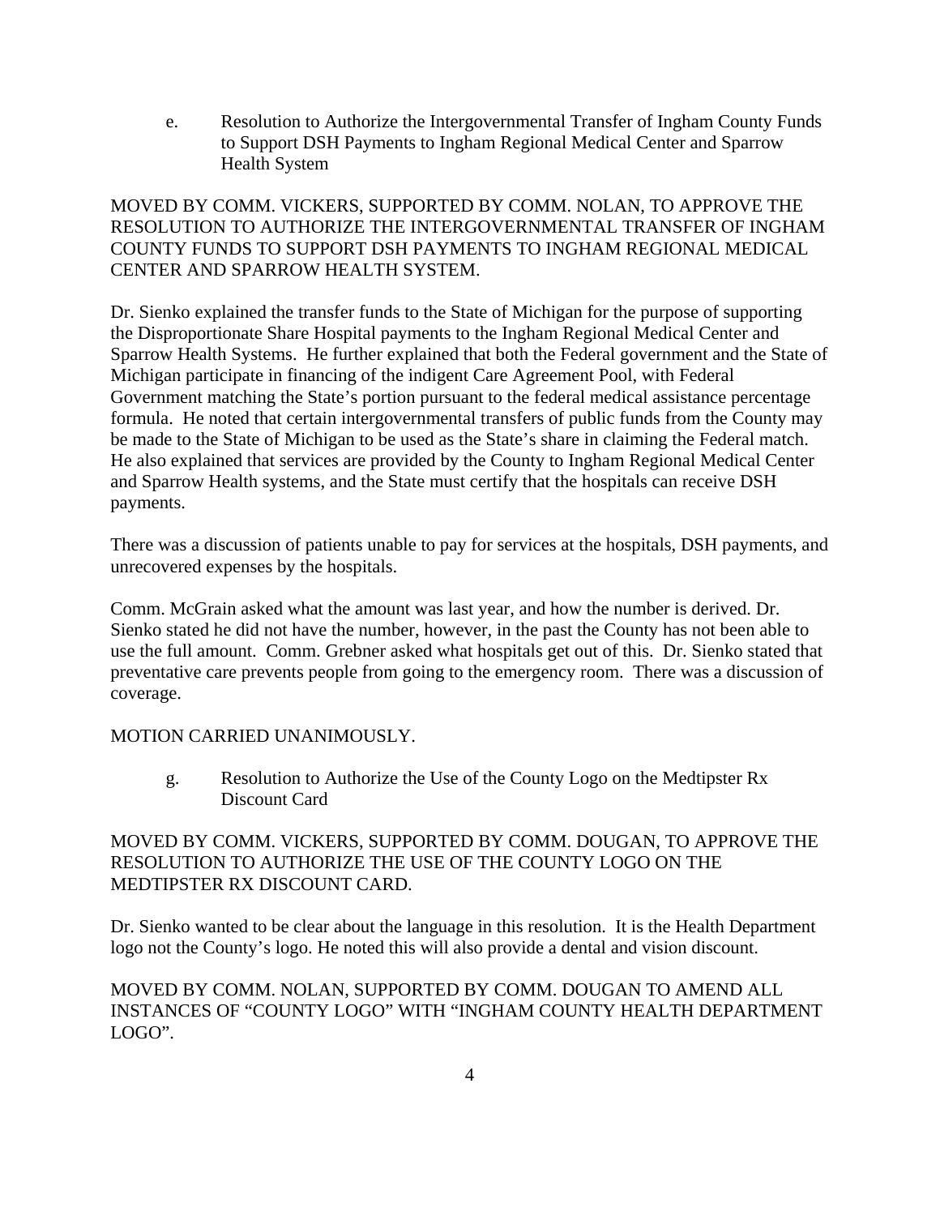e. Resolution to Authorize the Intergovernmental Transfer of Ingham County Funds to Support DSH Payments to Ingham Regional Medical Center and Sparrow Health System

MOVED BY COMM. VICKERS, SUPPORTED BY COMM. NOLAN, TO APPROVE THE RESOLUTION TO AUTHORIZE THE INTERGOVERNMENTAL TRANSFER OF INGHAM COUNTY FUNDS TO SUPPORT DSH PAYMENTS TO INGHAM REGIONAL MEDICAL CENTER AND SPARROW HEALTH SYSTEM.

Dr. Sienko explained the transfer funds to the State of Michigan for the purpose of supporting the Disproportionate Share Hospital payments to the Ingham Regional Medical Center and Sparrow Health Systems. He further explained that both the Federal government and the State of Michigan participate in financing of the indigent Care Agreement Pool, with Federal Government matching the State's portion pursuant to the federal medical assistance percentage formula. He noted that certain intergovernmental transfers of public funds from the County may be made to the State of Michigan to be used as the State's share in claiming the Federal match. He also explained that services are provided by the County to Ingham Regional Medical Center and Sparrow Health systems, and the State must certify that the hospitals can receive DSH payments.

There was a discussion of patients unable to pay for services at the hospitals, DSH payments, and unrecovered expenses by the hospitals.

Comm. McGrain asked what the amount was last year, and how the number is derived. Dr. Sienko stated he did not have the number, however, in the past the County has not been able to use the full amount. Comm. Grebner asked what hospitals get out of this. Dr. Sienko stated that preventative care prevents people from going to the emergency room. There was a discussion of coverage.

MOTION CARRIED UNANIMOUSLY.

g. Resolution to Authorize the Use of the County Logo on the Medtipster Rx Discount Card

MOVED BY COMM. VICKERS, SUPPORTED BY COMM. DOUGAN, TO APPROVE THE RESOLUTION TO AUTHORIZE THE USE OF THE COUNTY LOGO ON THE MEDTIPSTER RX DISCOUNT CARD.

Dr. Sienko wanted to be clear about the language in this resolution. It is the Health Department logo not the County's logo. He noted this will also provide a dental and vision discount.

MOVED BY COMM. NOLAN, SUPPORTED BY COMM. DOUGAN TO AMEND ALL INSTANCES OF "COUNTY LOGO" WITH "INGHAM COUNTY HEALTH DEPARTMENT LOGO".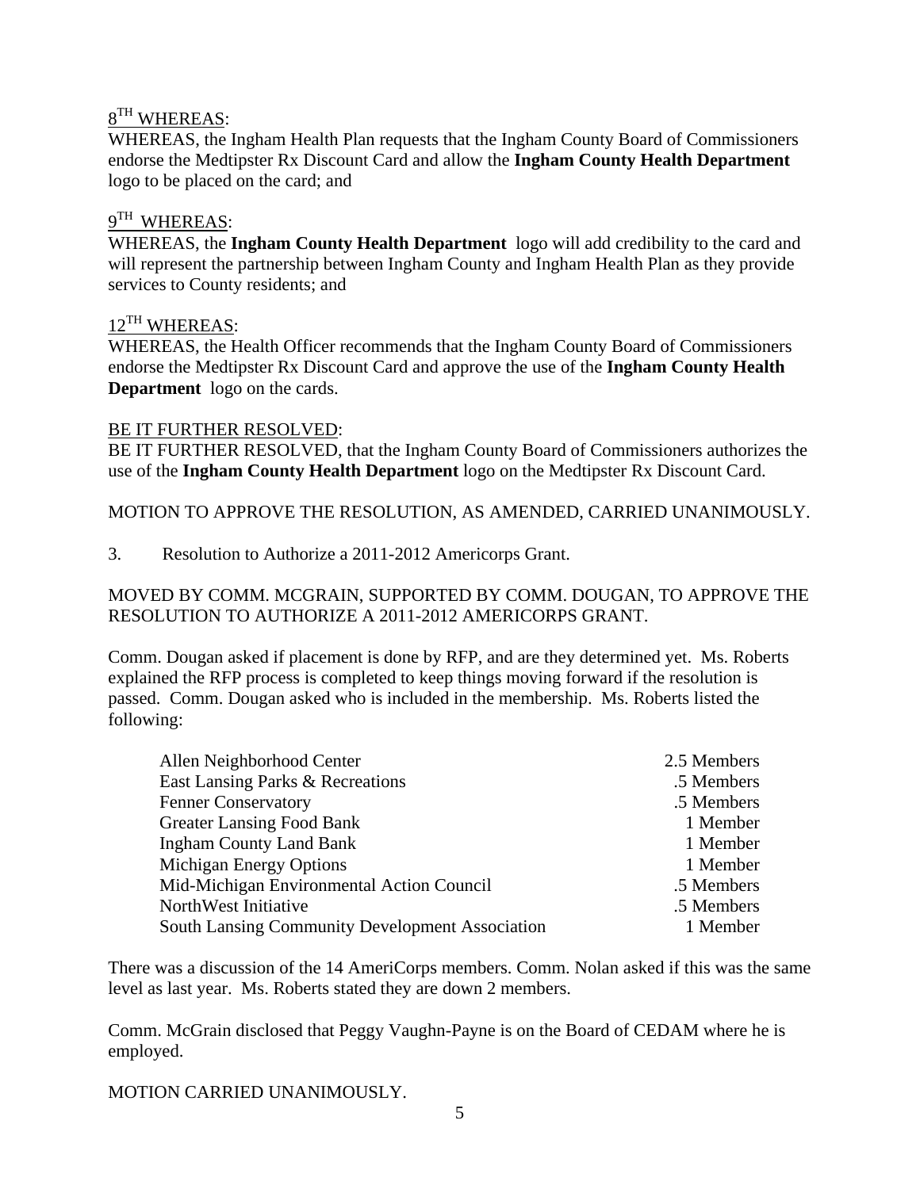8TH WHEREAS:
WHEREAS, the Ingham Health Plan requests that the Ingham County Board of Commissioners endorse the Medtipster Rx Discount Card and allow the **Ingham County Health Department** logo to be placed on the card; and

9TH WHEREAS:
WHEREAS, the **Ingham County Health Department** logo will add credibility to the card and will represent the partnership between Ingham County and Ingham Health Plan as they provide services to County residents; and

12TH WHEREAS:
WHEREAS, the Health Officer recommends that the Ingham County Board of Commissioners endorse the Medtipster Rx Discount Card and approve the use of the **Ingham County Health Department** logo on the cards.

BE IT FURTHER RESOLVED:
BE IT FURTHER RESOLVED, that the Ingham County Board of Commissioners authorizes the use of the **Ingham County Health Department** logo on the Medtipster Rx Discount Card.

MOTION TO APPROVE THE RESOLUTION, AS AMENDED, CARRIED UNANIMOUSLY.

3. Resolution to Authorize a 2011-2012 Americorps Grant.

MOVED BY COMM. MCGRAIN, SUPPORTED BY COMM. DOUGAN, TO APPROVE THE RESOLUTION TO AUTHORIZE A 2011-2012 AMERICORPS GRANT.

Comm. Dougan asked if placement is done by RFP, and are they determined yet. Ms. Roberts explained the RFP process is completed to keep things moving forward if the resolution is passed. Comm. Dougan asked who is included in the membership. Ms. Roberts listed the following:

| | |
|---|---|
| Allen Neighborhood Center | 2.5 Members |
| East Lansing Parks & Recreations | .5 Members |
| Fenner Conservatory | .5 Members |
| Greater Lansing Food Bank | 1 Member |
| Ingham County Land Bank | 1 Member |
| Michigan Energy Options | 1 Member |
| Mid-Michigan Environmental Action Council | .5 Members |
| NorthWest Initiative | .5 Members |
| South Lansing Community Development Association | 1 Member |

There was a discussion of the 14 AmeriCorps members. Comm. Nolan asked if this was the same level as last year. Ms. Roberts stated they are down 2 members.

Comm. McGrain disclosed that Peggy Vaughn-Payne is on the Board of CEDAM where he is employed.

MOTION CARRIED UNANIMOUSLY.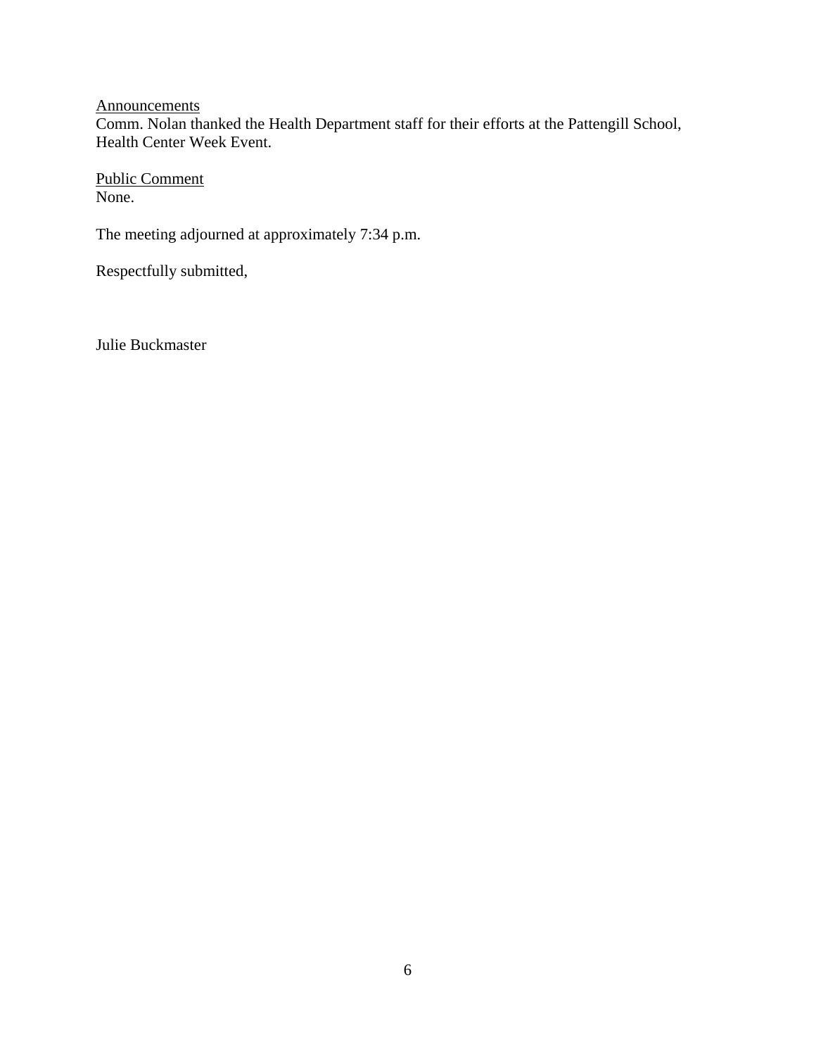<u>Announcements</u>
Comm. Nolan thanked the Health Department staff for their efforts at the Pattengill School, Health Center Week Event.

<u>Public Comment</u>
None.

The meeting adjourned at approximately 7:34 p.m.

Respectfully submitted,

Julie Buckmaster